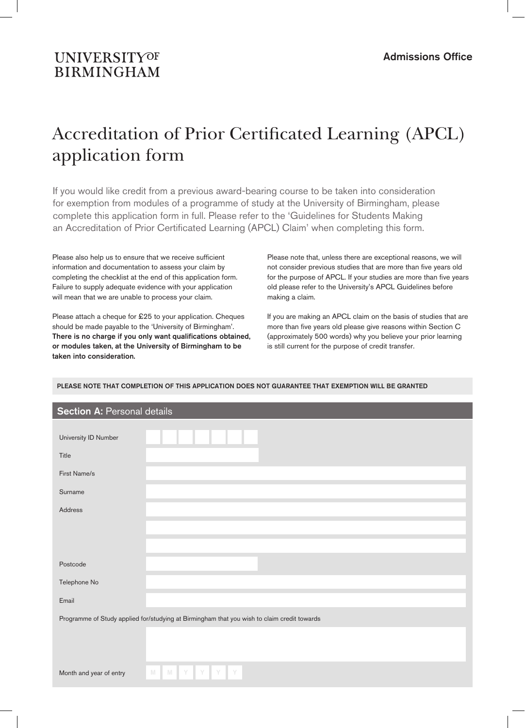UNIVERSITY OF BIRMINGHAM

Admissions Office

# Accreditation of Prior Certificated Learning (APCL) application form

If you would like credit from a previous award-bearing course to be taken into consideration for exemption from modules of a programme of study at the University of Birmingham, please complete this application form in full. Please refer to the 'Guidelines for Students Making an Accreditation of Prior Certificated Learning (APCL) Claim' when completing this form.

Please also help us to ensure that we receive sufficient information and documentation to assess your claim by completing the checklist at the end of this application form. Failure to supply adequate evidence with your application will mean that we are unable to process your claim.

Please attach a cheque for £25 to your application. Cheques should be made payable to the 'University of Birmingham'. **There is no charge if you only want qualifications obtained, or modules taken, at the University of Birmingham to be taken into consideration.**

Please note that, unless there are exceptional reasons, we will not consider previous studies that are more than five years old for the purpose of APCL. If your studies are more than five years old please refer to the University's APCL Guidelines before making a claim.

If you are making an APCL claim on the basis of studies that are more than five years old please give reasons within Section C (approximately 500 words) why you believe your prior learning is still current for the purpose of credit transfer.

**PLEASE NOTE THAT COMPLETION OF THIS APPLICATION DOES NOT GUARANTEE THAT EXEMPTION WILL BE GRANTED**

## Section A: Personal details

| | |
|---|---|
| University ID Number | |
| Title | |
| First Name/s | |
| Surname | |
| Address | |
| | |
| | |
| Postcode | |
| Telephone No | |
| Email | |

Programme of Study applied for/studying at Birmingham that you wish to claim credit towards

| |
|---|
| |

| | |
|---|---|
| Month and year of entry | M M Y Y Y Y |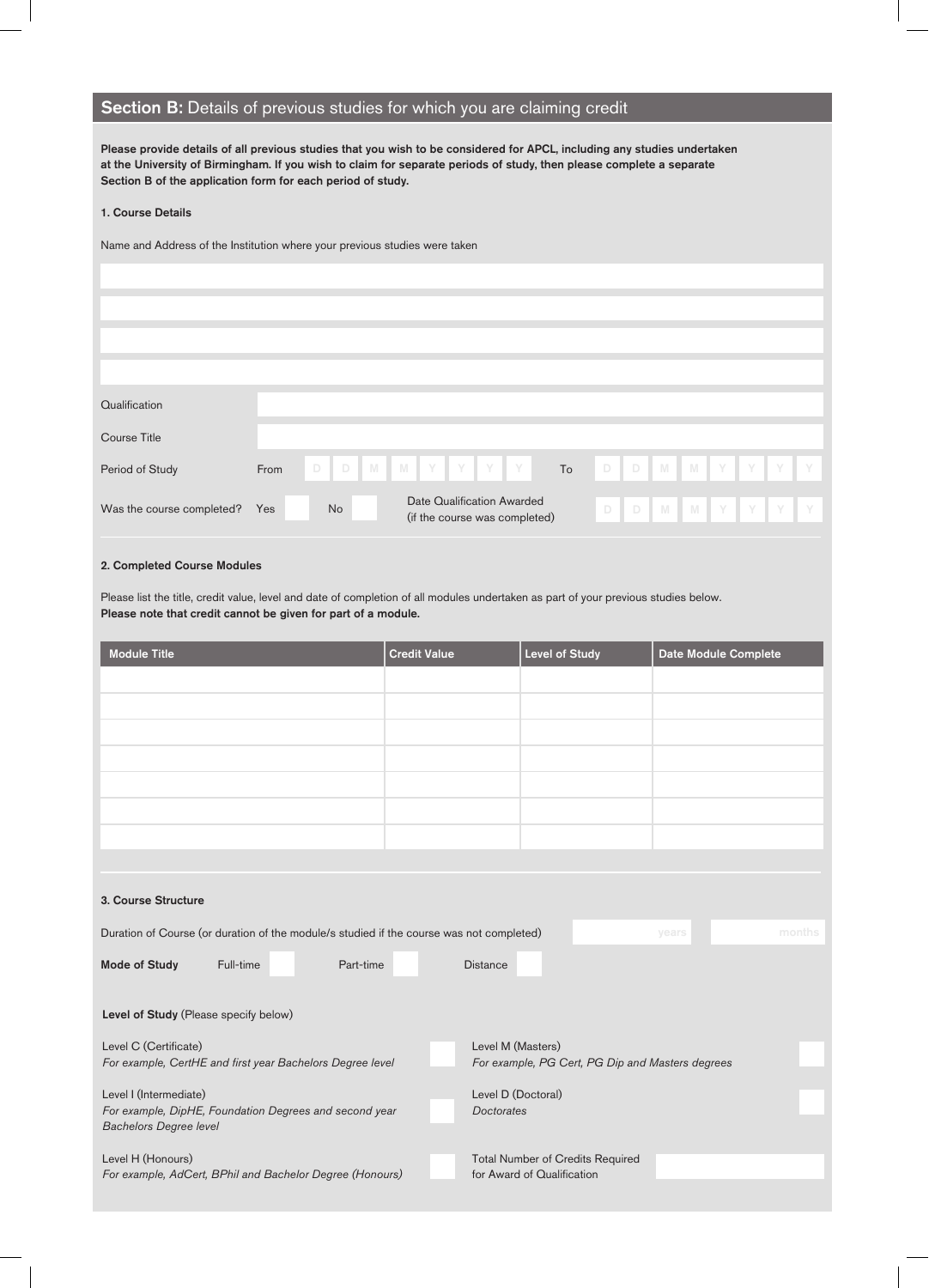## **Section B:** Details of previous studies for which you are claiming credit

**Please provide details of all previous studies that you wish to be considered for APCL, including any studies undertaken at the University of Birmingham. If you wish to claim for separate periods of study, then please complete a separate Section B of the application form for each period of study.**

**1. Course Details**

Name and Address of the Institution where your previous studies were taken

Qualification

Course Title

Period of Study From D D M M Y Y Y Y To D D M M Y Y Y Y

Was the course completed? Yes ☐ No ☐ Date Qualification Awarded (if the course was completed) D D M M Y Y Y Y

**2. Completed Course Modules**

Please list the title, credit value, level and date of completion of all modules undertaken as part of your previous studies below.
**Please note that credit cannot be given for part of a module.**

| Module Title | Credit Value | Level of Study | Date Module Complete |
| --- | --- | --- | --- |
| | | | |
| | | | |
| | | | |
| | | | |
| | | | |
| | | | |
| | | | |

**3. Course Structure**

Duration of Course (or duration of the module/s studied if the course was not completed) years months

**Mode of Study** Full-time ☐ Part-time ☐ Distance ☐

**Level of Study** (Please specify below)

Level C (Certificate) ☐
*For example, CertHE and first year Bachelors Degree level*

Level I (Intermediate) ☐
*For example, DipHE, Foundation Degrees and second year Bachelors Degree level*

Level H (Honours) ☐
*For example, AdCert, BPhil and Bachelor Degree (Honours)*

Level M (Masters) ☐
*For example, PG Cert, PG Dip and Masters degrees*

Level D (Doctoral) ☐
*Doctorates*

Total Number of Credits Required for Award of Qualification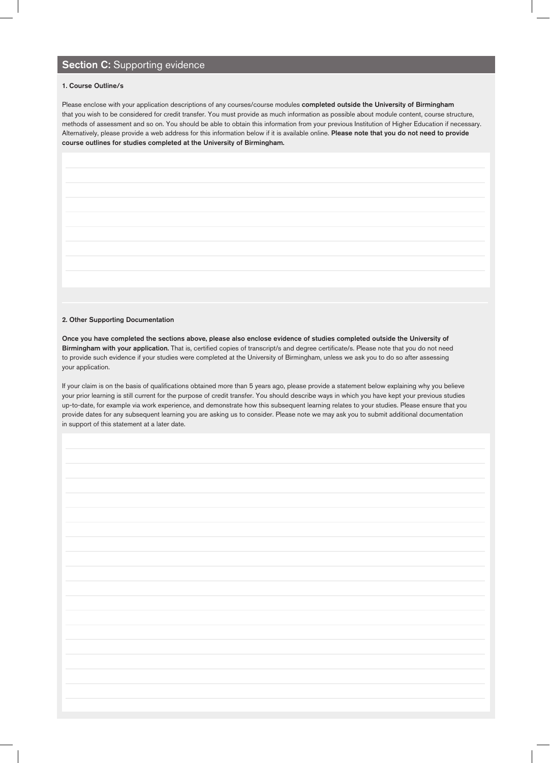## **Section C:** Supporting evidence

**1. Course Outline/s**

Please enclose with your application descriptions of any courses/course modules **completed outside the University of Birmingham** that you wish to be considered for credit transfer. You must provide as much information as possible about module content, course structure, methods of assessment and so on. You should be able to obtain this information from your previous Institution of Higher Education if necessary. Alternatively, please provide a web address for this information below if it is available online. **Please note that you do not need to provide course outlines for studies completed at the University of Birmingham.**

**2. Other Supporting Documentation**

**Once you have completed the sections above, please also enclose evidence of studies completed outside the University of Birmingham with your application.** That is, certified copies of transcript/s and degree certificate/s. Please note that you do not need to provide such evidence if your studies were completed at the University of Birmingham, unless we ask you to do so after assessing your application.

If your claim is on the basis of qualifications obtained more than 5 years ago, please provide a statement below explaining why you believe your prior learning is still current for the purpose of credit transfer. You should describe ways in which you have kept your previous studies up-to-date, for example via work experience, and demonstrate how this subsequent learning relates to your studies. Please ensure that you provide dates for any subsequent learning you are asking us to consider. Please note we may ask you to submit additional documentation in support of this statement at a later date.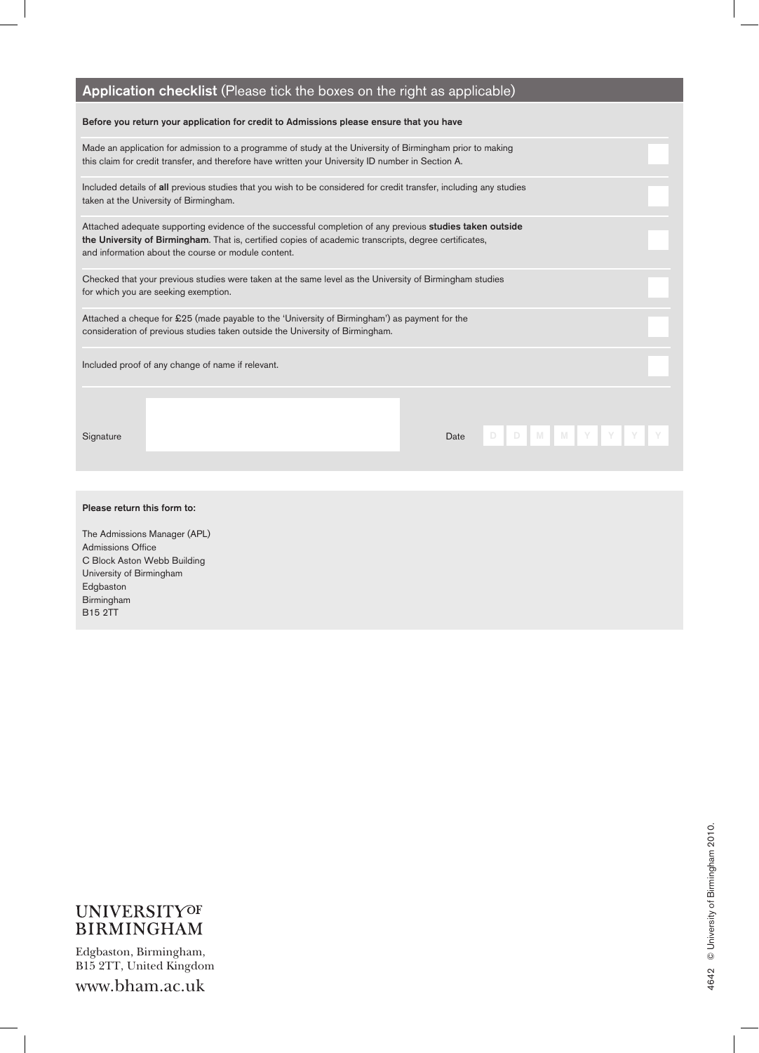## Application checklist (Please tick the boxes on the right as applicable)

**Before you return your application for credit to Admissions please ensure that you have**

| | |
|---|---|
| Made an application for admission to a programme of study at the University of Birmingham prior to making this claim for credit transfer, and therefore have written your University ID number in Section A. | ☐ |
| Included details of **all** previous studies that you wish to be considered for credit transfer, including any studies taken at the University of Birmingham. | ☐ |
| Attached adequate supporting evidence of the successful completion of any previous **studies taken outside the University of Birmingham**. That is, certified copies of academic transcripts, degree certificates, and information about the course or module content. | ☐ |
| Checked that your previous studies were taken at the same level as the University of Birmingham studies for which you are seeking exemption. | ☐ |
| Attached a cheque for £25 (made payable to the 'University of Birmingham') as payment for the consideration of previous studies taken outside the University of Birmingham. | ☐ |
| Included proof of any change of name if relevant. | ☐ |

Signature ____________________ Date D D M M Y Y Y Y

**Please return this form to:**

The Admissions Manager (APL)
Admissions Office
C Block Aston Webb Building
University of Birmingham
Edgbaston
Birmingham
B15 2TT

UNIVERSITY OF BIRMINGHAM

Edgbaston, Birmingham,
B15 2TT, United Kingdom

www.bham.ac.uk

4642 © University of Birmingham 2010.